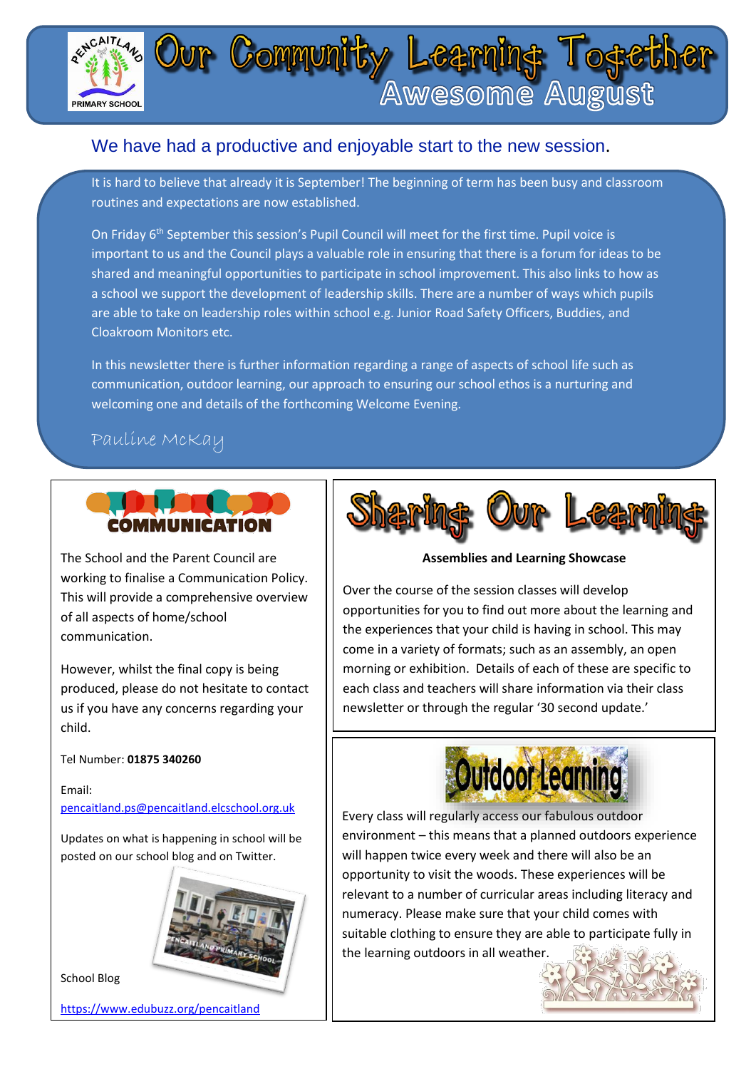# Our Community Learning Together

## Awesome August

PENCAITLAND PRIMARY SCHOOL

### We have had a productive and enjoyable start to the new session.

It is hard to believe that already it is September! The beginning of term has been busy and classroom routines and expectations are now established.

On Friday 6th September this session's Pupil Council will meet for the first time. Pupil voice is important to us and the Council plays a valuable role in ensuring that there is a forum for ideas to be shared and meaningful opportunities to participate in school improvement. This also links to how as a school we support the development of leadership skills. There are a number of ways which pupils are able to take on leadership roles within school e.g. Junior Road Safety Officers, Buddies, and Cloakroom Monitors etc.

In this newsletter there is further information regarding a range of aspects of school life such as communication, outdoor learning, our approach to ensuring our school ethos is a nurturing and welcoming one and details of the forthcoming Welcome Evening.

*Pauline McKay*

## COMMUNICATION

The School and the Parent Council are working to finalise a Communication Policy. This will provide a comprehensive overview of all aspects of home/school communication.

However, whilst the final copy is being produced, please do not hesitate to contact us if you have any concerns regarding your child.

Tel Number: **01875 340260**

Email:
pencaitland.ps@pencaitland.elcschool.org.uk

Updates on what is happening in school will be posted on our school blog and on Twitter.

School Blog

https://www.edubuzz.org/pencaitland

## Sharing Our Learning

**Assemblies and Learning Showcase**

Over the course of the session classes will develop opportunities for you to find out more about the learning and the experiences that your child is having in school. This may come in a variety of formats; such as an assembly, an open morning or exhibition. Details of each of these are specific to each class and teachers will share information via their class newsletter or through the regular '30 second update.'

## Outdoor Learning

Every class will regularly access our fabulous outdoor environment – this means that a planned outdoors experience will happen twice every week and there will also be an opportunity to visit the woods. These experiences will be relevant to a number of curricular areas including literacy and numeracy. Please make sure that your child comes with suitable clothing to ensure they are able to participate fully in the learning outdoors in all weather.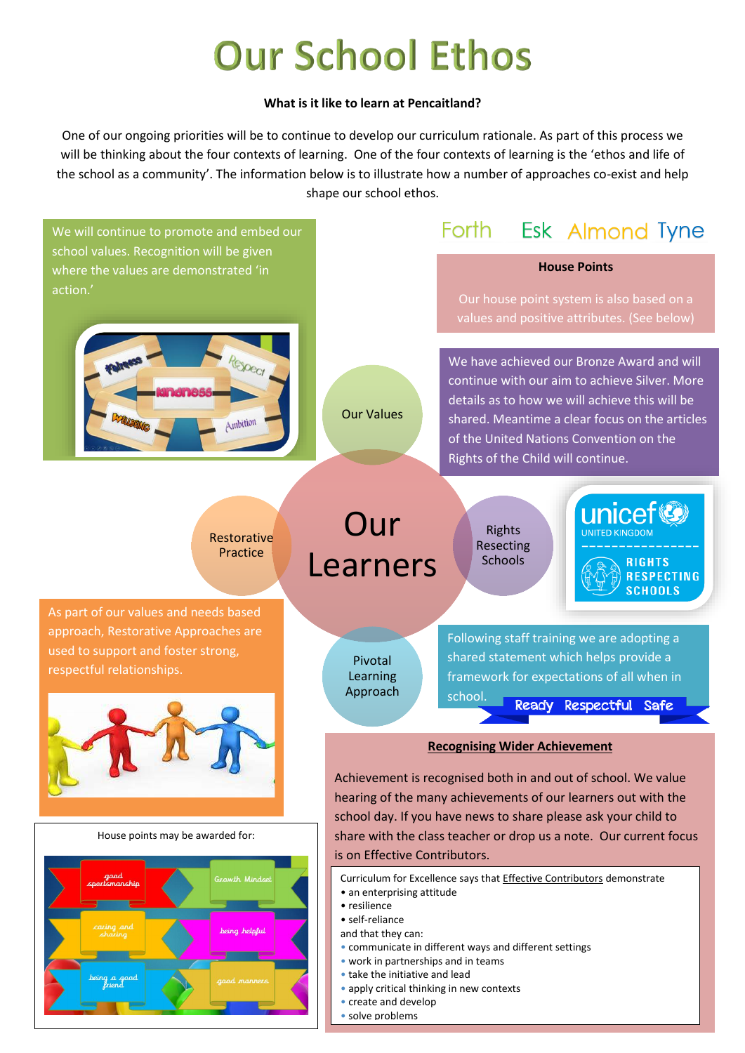# Our School Ethos

**What is it like to learn at Pencaitland?**

One of our ongoing priorities will be to continue to develop our curriculum rationale. As part of this process we will be thinking about the four contexts of learning. One of the four contexts of learning is the 'ethos and life of the school as a community'. The information below is to illustrate how a number of approaches co-exist and help shape our school ethos.

We will continue to promote and embed our school values. Recognition will be given where the values are demonstrated 'in action.'

Fairness, Respect, Kindness, Wellbeing, Ambition

Forth Esk Almond Tyne

**House Points**

Our house point system is also based on a values and positive attributes. (See below)

We have achieved our Bronze Award and will continue with our aim to achieve Silver. More details as to how we will achieve this will be shared. Meantime a clear focus on the articles of the United Nations Convention on the Rights of the Child will continue.

Our Values

Our Learners

Restorative Practice

Rights Resecting Schools

Pivotal Learning Approach

unicef UNITED KINGDOM RIGHTS RESPECTING SCHOOLS

As part of our values and needs based approach, Restorative Approaches are used to support and foster strong, respectful relationships.

Following staff training we are adopting a shared statement which helps provide a framework for expectations of all when in school.

Ready Respectful Safe

House points may be awarded for:

good sportsmanship, Growth Mindset, caring and sharing, being helpful, being a good friend, good manners

**Recognising Wider Achievement**

Achievement is recognised both in and out of school. We value hearing of the many achievements of our learners out with the school day. If you have news to share please ask your child to share with the class teacher or drop us a note. Our current focus is on Effective Contributors.

Curriculum for Excellence says that Effective Contributors demonstrate
- an enterprising attitude
- resilience
- self-reliance

and that they can:
- communicate in different ways and different settings
- work in partnerships and in teams
- take the initiative and lead
- apply critical thinking in new contexts
- create and develop
- solve problems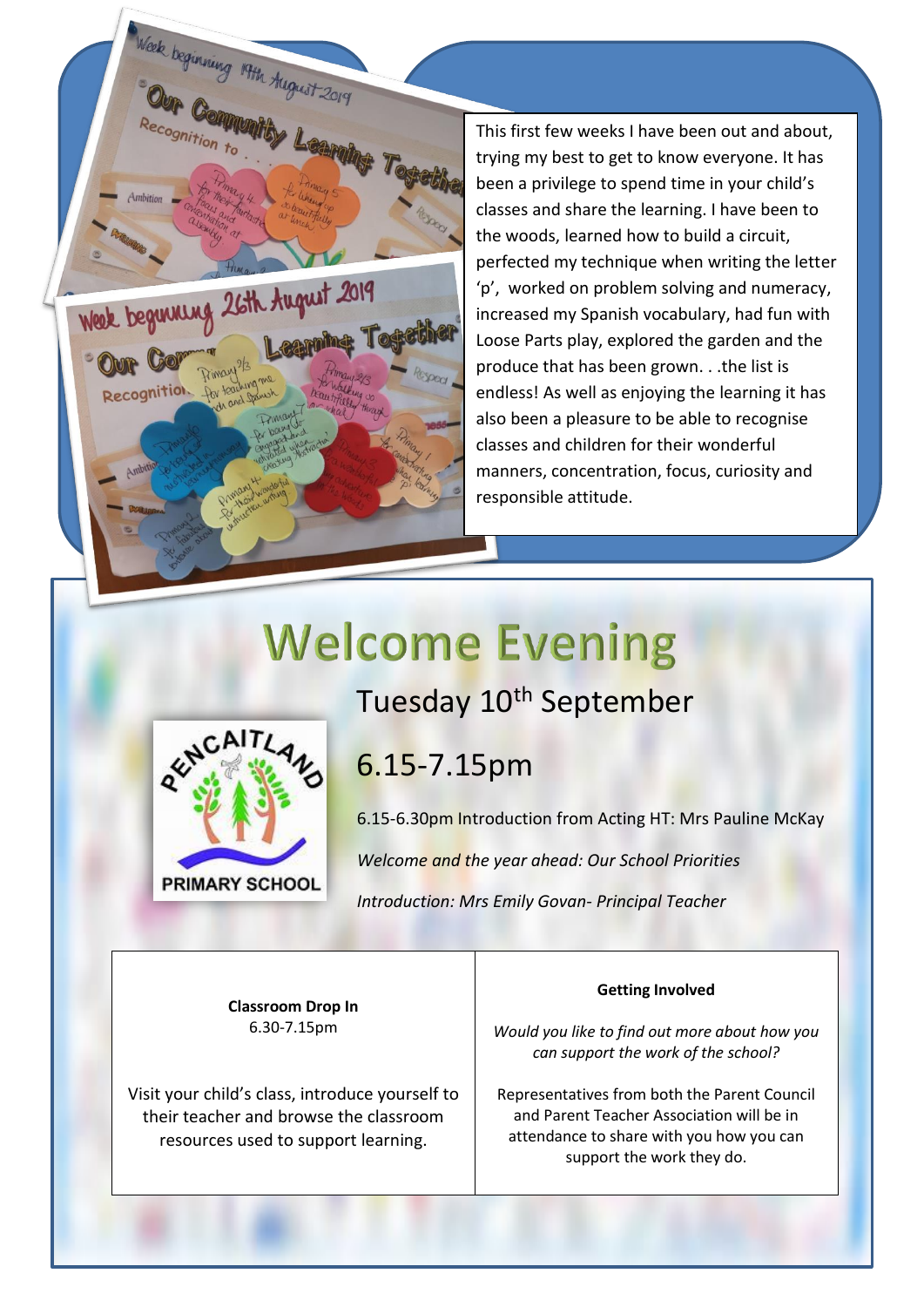This first few weeks I have been out and about, trying my best to get to know everyone. It has been a privilege to spend time in your child's classes and share the learning. I have been to the woods, learned how to build a circuit, perfected my technique when writing the letter 'p', worked on problem solving and numeracy, increased my Spanish vocabulary, had fun with Loose Parts play, explored the garden and the produce that has been grown. . .the list is endless! As well as enjoying the learning it has also been a pleasure to be able to recognise classes and children for their wonderful manners, concentration, focus, curiosity and responsible attitude.

# Welcome Evening

## Tuesday 10th September

## 6.15-7.15pm

PENCAITLAND PRIMARY SCHOOL

6.15-6.30pm Introduction from Acting HT: Mrs Pauline McKay

*Welcome and the year ahead: Our School Priorities*

*Introduction: Mrs Emily Govan- Principal Teacher*

**Classroom Drop In**
6.30-7.15pm

Visit your child's class, introduce yourself to their teacher and browse the classroom resources used to support learning.

**Getting Involved**

*Would you like to find out more about how you can support the work of the school?*

Representatives from both the Parent Council and Parent Teacher Association will be in attendance to share with you how you can support the work they do.